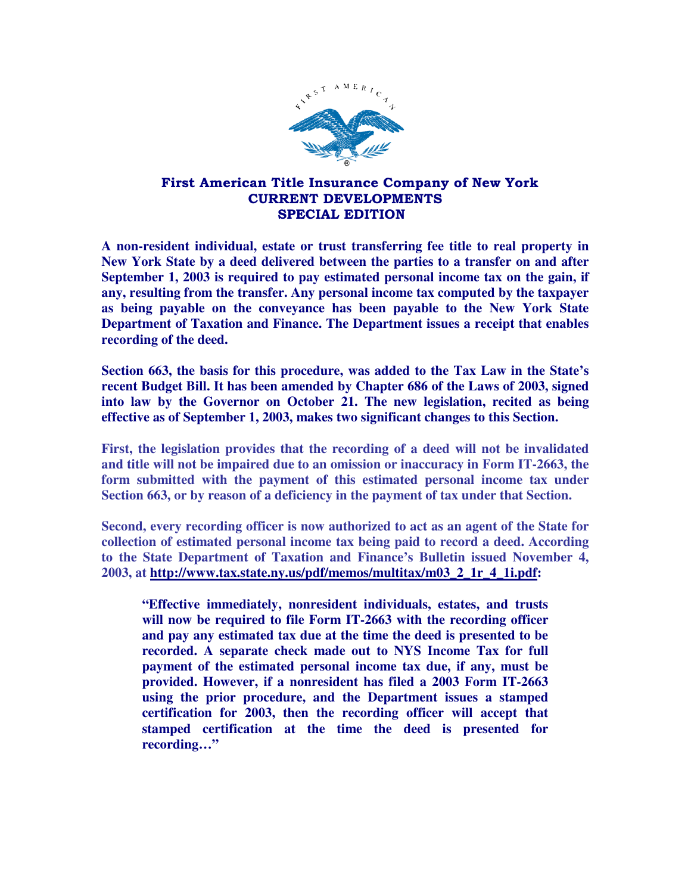# First American Title Insurance Company of New York
## CURRENT DEVELOPMENTS
## SPECIAL EDITION

**A non-resident individual, estate or trust transferring fee title to real property in New York State by a deed delivered between the parties to a transfer on and after September 1, 2003 is required to pay estimated personal income tax on the gain, if any, resulting from the transfer. Any personal income tax computed by the taxpayer as being payable on the conveyance has been payable to the New York State Department of Taxation and Finance. The Department issues a receipt that enables recording of the deed.**

**Section 663, the basis for this procedure, was added to the Tax Law in the State's recent Budget Bill. It has been amended by Chapter 686 of the Laws of 2003, signed into law by the Governor on October 21. The new legislation, recited as being effective as of September 1, 2003, makes two significant changes to this Section.**

**First, the legislation provides that the recording of a deed will not be invalidated and title will not be impaired due to an omission or inaccuracy in Form IT-2663, the form submitted with the payment of this estimated personal income tax under Section 663, or by reason of a deficiency in the payment of tax under that Section.**

**Second, every recording officer is now authorized to act as an agent of the State for collection of estimated personal income tax being paid to record a deed. According to the State Department of Taxation and Finance's Bulletin issued November 4, 2003, at http://www.tax.state.ny.us/pdf/memos/multitax/m03_2_1r_4_1i.pdf:**

> **"Effective immediately, nonresident individuals, estates, and trusts will now be required to file Form IT-2663 with the recording officer and pay any estimated tax due at the time the deed is presented to be recorded. A separate check made out to NYS Income Tax for full payment of the estimated personal income tax due, if any, must be provided. However, if a nonresident has filed a 2003 Form IT-2663 using the prior procedure, and the Department issues a stamped certification for 2003, then the recording officer will accept that stamped certification at the time the deed is presented for recording…"**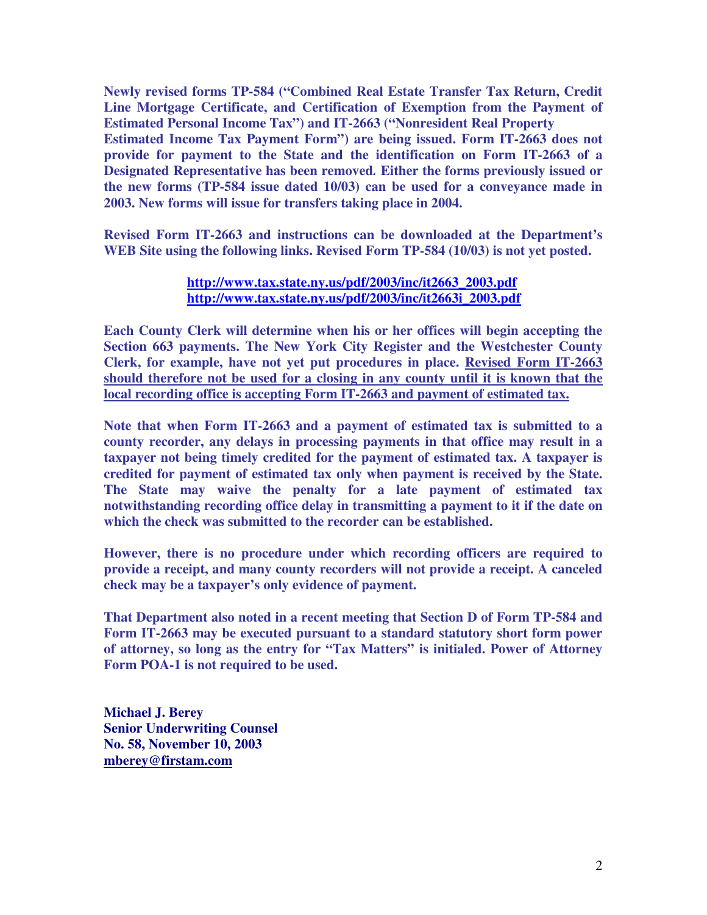**Newly revised forms TP-584 ("Combined Real Estate Transfer Tax Return, Credit Line Mortgage Certificate, and Certification of Exemption from the Payment of Estimated Personal Income Tax") and IT-2663 ("Nonresident Real Property Estimated Income Tax Payment Form") are being issued. Form IT-2663 does not provide for payment to the State and the identification on Form IT-2663 of a Designated Representative has been removed. Either the forms previously issued or the new forms (TP-584 issue dated 10/03) can be used for a conveyance made in 2003. New forms will issue for transfers taking place in 2004.**

**Revised Form IT-2663 and instructions can be downloaded at the Department's WEB Site using the following links. Revised Form TP-584 (10/03) is not yet posted.**

**http://www.tax.state.ny.us/pdf/2003/inc/it2663_2003.pdf**
**http://www.tax.state.ny.us/pdf/2003/inc/it2663i_2003.pdf**

**Each County Clerk will determine when his or her offices will begin accepting the Section 663 payments. The New York City Register and the Westchester County Clerk, for example, have not yet put procedures in place. Revised Form IT-2663 should therefore not be used for a closing in any county until it is known that the local recording office is accepting Form IT-2663 and payment of estimated tax.**

**Note that when Form IT-2663 and a payment of estimated tax is submitted to a county recorder, any delays in processing payments in that office may result in a taxpayer not being timely credited for the payment of estimated tax. A taxpayer is credited for payment of estimated tax only when payment is received by the State. The State may waive the penalty for a late payment of estimated tax notwithstanding recording office delay in transmitting a payment to it if the date on which the check was submitted to the recorder can be established.**

**However, there is no procedure under which recording officers are required to provide a receipt, and many county recorders will not provide a receipt. A canceled check may be a taxpayer's only evidence of payment.**

**That Department also noted in a recent meeting that Section D of Form TP-584 and Form IT-2663 may be executed pursuant to a standard statutory short form power of attorney, so long as the entry for "Tax Matters" is initialed. Power of Attorney Form POA-1 is not required to be used.**

**Michael J. Berey**
**Senior Underwriting Counsel**
**No. 58, November 10, 2003**
**mberey@firstam.com**